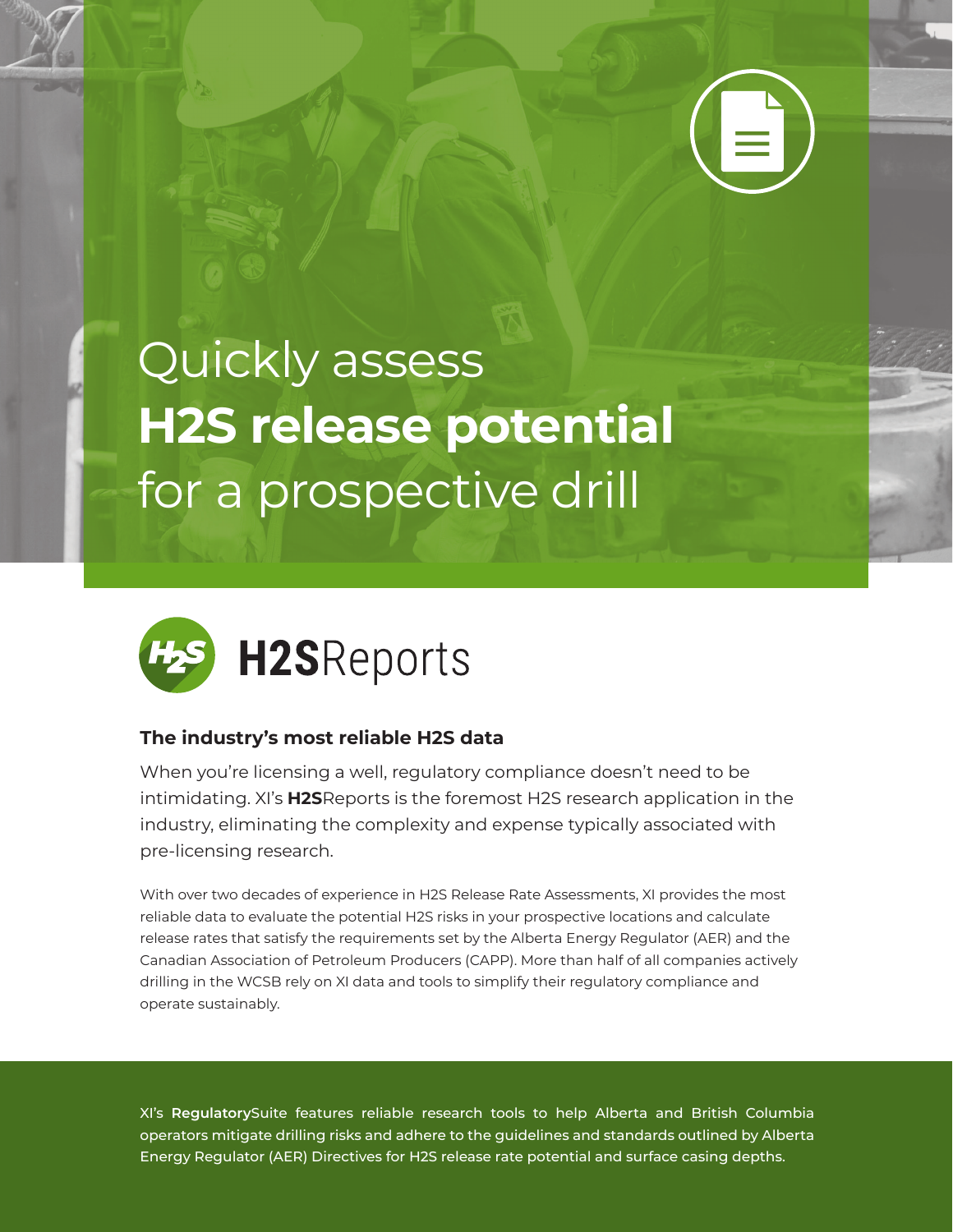# Quickly assess **H2S release potential** for a prospective drill

**H2S**Reports

### The industry's most reliable H2S data

When you're licensing a well, regulatory compliance doesn't need to be intimidating. XI's **H2S**Reports is the foremost H2S research application in the industry, eliminating the complexity and expense typically associated with pre-licensing research.

With over two decades of experience in H2S Release Rate Assessments, XI provides the most reliable data to evaluate the potential H2S risks in your prospective locations and calculate release rates that satisfy the requirements set by the Alberta Energy Regulator (AER) and the Canadian Association of Petroleum Producers (CAPP). More than half of all companies actively drilling in the WCSB rely on XI data and tools to simplify their regulatory compliance and operate sustainably.

XI's **Regulatory**Suite features reliable research tools to help Alberta and British Columbia operators mitigate drilling risks and adhere to the guidelines and standards outlined by Alberta Energy Regulator (AER) Directives for H2S release rate potential and surface casing depths.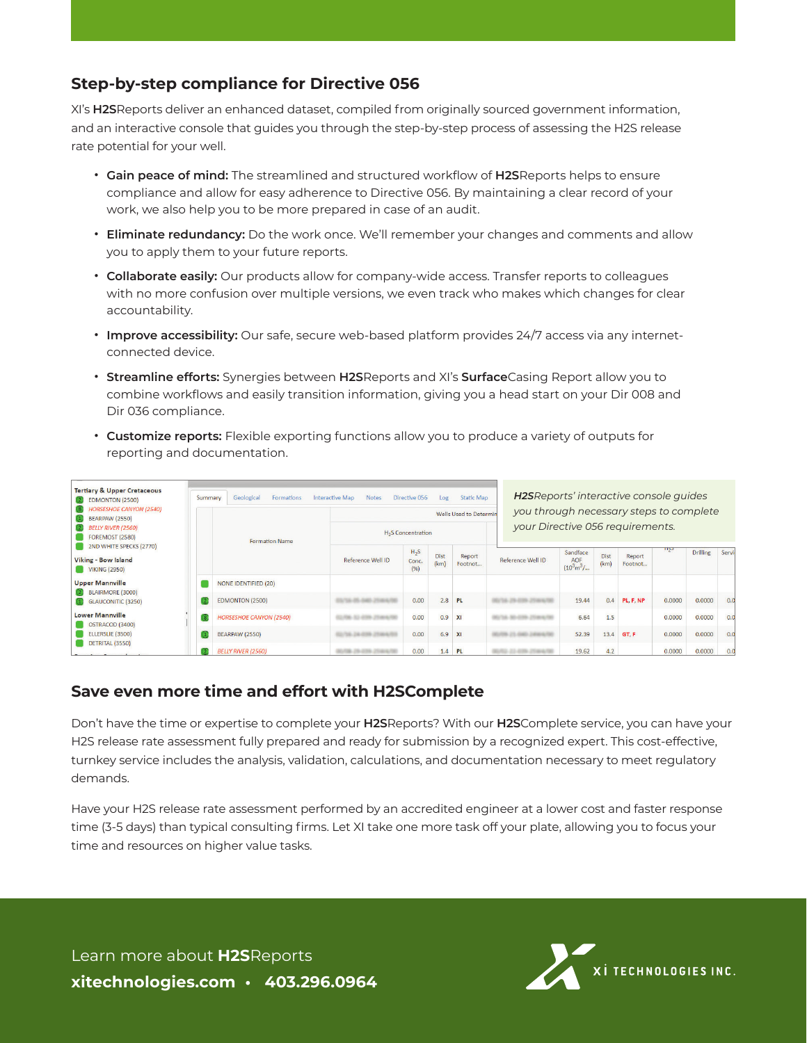## Step-by-step compliance for Directive 056

XI's **H2S**Reports deliver an enhanced dataset, compiled from originally sourced government information, and an interactive console that guides you through the step-by-step process of assessing the H2S release rate potential for your well.

- **Gain peace of mind:** The streamlined and structured workflow of **H2S**Reports helps to ensure compliance and allow for easy adherence to Directive 056. By maintaining a clear record of your work, we also help you to be more prepared in case of an audit.
- **Eliminate redundancy:** Do the work once. We'll remember your changes and comments and allow you to apply them to your future reports.
- **Collaborate easily:** Our products allow for company-wide access. Transfer reports to colleagues with no more confusion over multiple versions, we even track who makes which changes for clear accountability.
- **Improve accessibility:** Our safe, secure web-based platform provides 24/7 access via any internet-connected device.
- **Streamline efforts:** Synergies between **H2S**Reports and XI's **Surface**Casing Report allow you to combine workflows and easily transition information, giving you a head start on your Dir 008 and Dir 036 compliance.
- **Customize reports:** Flexible exporting functions allow you to produce a variety of outputs for reporting and documentation.

*H2SReports' interactive console guides you through necessary steps to complete your Directive 056 requirements.*

## Save even more time and effort with H2SComplete

Don't have the time or expertise to complete your **H2S**Reports? With our **H2S**Complete service, you can have your H2S release rate assessment fully prepared and ready for submission by a recognized expert. This cost-effective, turnkey service includes the analysis, validation, calculations, and documentation necessary to meet regulatory demands.

Have your H2S release rate assessment performed by an accredited engineer at a lower cost and faster response time (3-5 days) than typical consulting firms. Let XI take one more task off your plate, allowing you to focus your time and resources on higher value tasks.

Learn more about **H2S**Reports

**xitechnologies.com • 403.296.0964**

XI TECHNOLOGIES INC.